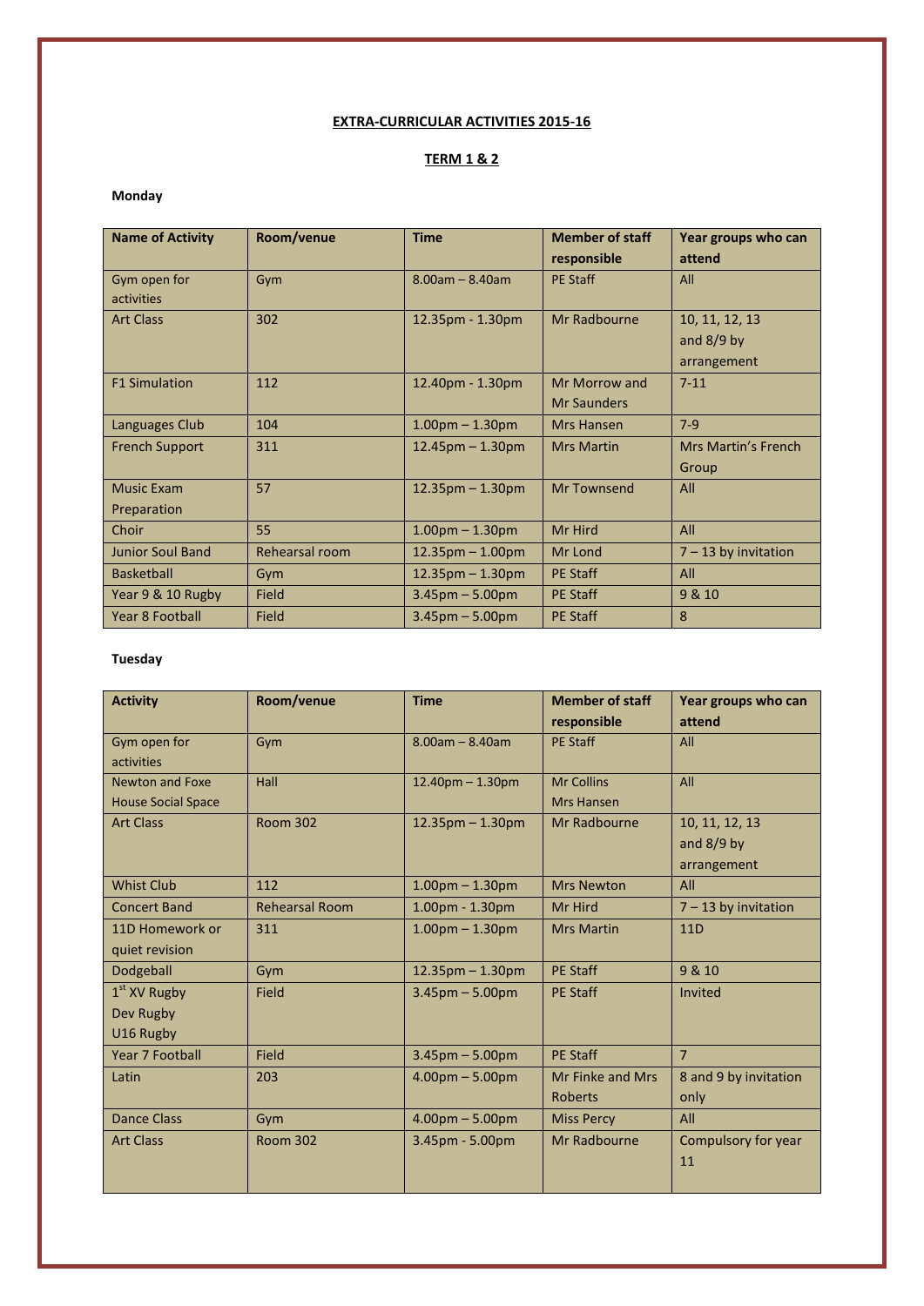# EXTRA-CURRICULAR ACTIVITIES 2015-16

## TERM 1 & 2

**Monday**

| Name of Activity | Room/venue | Time | Member of staff responsible | Year groups who can attend |
|---|---|---|---|---|
| Gym open for activities | Gym | 8.00am – 8.40am | PE Staff | All |
| Art Class | 302 | 12.35pm - 1.30pm | Mr Radbourne | 10, 11, 12, 13 and 8/9 by arrangement |
| F1 Simulation | 112 | 12.40pm - 1.30pm | Mr Morrow and Mr Saunders | 7-11 |
| Languages Club | 104 | 1.00pm – 1.30pm | Mrs Hansen | 7-9 |
| French Support | 311 | 12.45pm – 1.30pm | Mrs Martin | Mrs Martin's French Group |
| Music Exam Preparation | 57 | 12.35pm – 1.30pm | Mr Townsend | All |
| Choir | 55 | 1.00pm – 1.30pm | Mr Hird | All |
| Junior Soul Band | Rehearsal room | 12.35pm – 1.00pm | Mr Lond | 7 – 13 by invitation |
| Basketball | Gym | 12.35pm – 1.30pm | PE Staff | All |
| Year 9 & 10 Rugby | Field | 3.45pm – 5.00pm | PE Staff | 9 & 10 |
| Year 8 Football | Field | 3.45pm – 5.00pm | PE Staff | 8 |

**Tuesday**

| Activity | Room/venue | Time | Member of staff responsible | Year groups who can attend |
|---|---|---|---|---|
| Gym open for activities | Gym | 8.00am – 8.40am | PE Staff | All |
| Newton and Foxe House Social Space | Hall | 12.40pm – 1.30pm | Mr Collins Mrs Hansen | All |
| Art Class | Room 302 | 12.35pm – 1.30pm | Mr Radbourne | 10, 11, 12, 13 and 8/9 by arrangement |
| Whist Club | 112 | 1.00pm – 1.30pm | Mrs Newton | All |
| Concert Band | Rehearsal Room | 1.00pm - 1.30pm | Mr Hird | 7 – 13 by invitation |
| 11D Homework or quiet revision | 311 | 1.00pm – 1.30pm | Mrs Martin | 11D |
| Dodgeball | Gym | 12.35pm – 1.30pm | PE Staff | 9 & 10 |
| 1st XV Rugby Dev Rugby U16 Rugby | Field | 3.45pm – 5.00pm | PE Staff | Invited |
| Year 7 Football | Field | 3.45pm – 5.00pm | PE Staff | 7 |
| Latin | 203 | 4.00pm – 5.00pm | Mr Finke and Mrs Roberts | 8 and 9 by invitation only |
| Dance Class | Gym | 4.00pm – 5.00pm | Miss Percy | All |
| Art Class | Room 302 | 3.45pm - 5.00pm | Mr Radbourne | Compulsory for year 11 |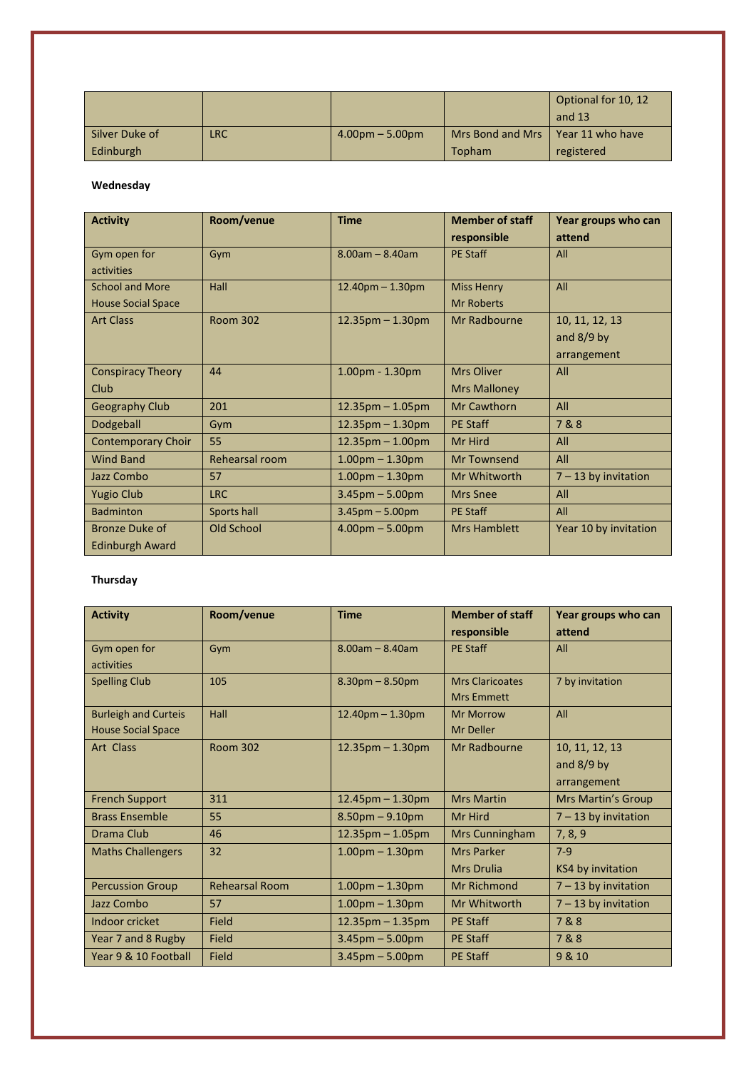| | | | | Optional for 10, 12 and 13 |
|---|---|---|---|---|
| Silver Duke of Edinburgh | LRC | 4.00pm – 5.00pm | Mrs Bond and Mrs Topham | Year 11 who have registered |

**Wednesday**

| Activity | Room/venue | Time | Member of staff responsible | Year groups who can attend |
|---|---|---|---|---|
| Gym open for activities | Gym | 8.00am – 8.40am | PE Staff | All |
| School and More House Social Space | Hall | 12.40pm – 1.30pm | Miss Henry<br>Mr Roberts | All |
| Art Class | Room 302 | 12.35pm – 1.30pm | Mr Radbourne | 10, 11, 12, 13 and 8/9 by arrangement |
| Conspiracy Theory Club | 44 | 1.00pm - 1.30pm | Mrs Oliver<br>Mrs Malloney | All |
| Geography Club | 201 | 12.35pm – 1.05pm | Mr Cawthorn | All |
| Dodgeball | Gym | 12.35pm – 1.30pm | PE Staff | 7 & 8 |
| Contemporary Choir | 55 | 12.35pm – 1.00pm | Mr Hird | All |
| Wind Band | Rehearsal room | 1.00pm – 1.30pm | Mr Townsend | All |
| Jazz Combo | 57 | 1.00pm – 1.30pm | Mr Whitworth | 7 – 13 by invitation |
| Yugio Club | LRC | 3.45pm – 5.00pm | Mrs Snee | All |
| Badminton | Sports hall | 3.45pm – 5.00pm | PE Staff | All |
| Bronze Duke of Edinburgh Award | Old School | 4.00pm – 5.00pm | Mrs Hamblett | Year 10 by invitation |

**Thursday**

| Activity | Room/venue | Time | Member of staff responsible | Year groups who can attend |
|---|---|---|---|---|
| Gym open for activities | Gym | 8.00am – 8.40am | PE Staff | All |
| Spelling Club | 105 | 8.30pm – 8.50pm | Mrs Claricoates<br>Mrs Emmett | 7 by invitation |
| Burleigh and Curteis House Social Space | Hall | 12.40pm – 1.30pm | Mr Morrow<br>Mr Deller | All |
| Art Class | Room 302 | 12.35pm – 1.30pm | Mr Radbourne | 10, 11, 12, 13 and 8/9 by arrangement |
| French Support | 311 | 12.45pm – 1.30pm | Mrs Martin | Mrs Martin's Group |
| Brass Ensemble | 55 | 8.50pm – 9.10pm | Mr Hird | 7 – 13 by invitation |
| Drama Club | 46 | 12.35pm – 1.05pm | Mrs Cunningham | 7, 8, 9 |
| Maths Challengers | 32 | 1.00pm – 1.30pm | Mrs Parker<br>Mrs Drulia | 7-9<br>KS4 by invitation |
| Percussion Group | Rehearsal Room | 1.00pm – 1.30pm | Mr Richmond | 7 – 13 by invitation |
| Jazz Combo | 57 | 1.00pm – 1.30pm | Mr Whitworth | 7 – 13 by invitation |
| Indoor cricket | Field | 12.35pm – 1.35pm | PE Staff | 7 & 8 |
| Year 7 and 8 Rugby | Field | 3.45pm – 5.00pm | PE Staff | 7 & 8 |
| Year 9 & 10 Football | Field | 3.45pm – 5.00pm | PE Staff | 9 & 10 |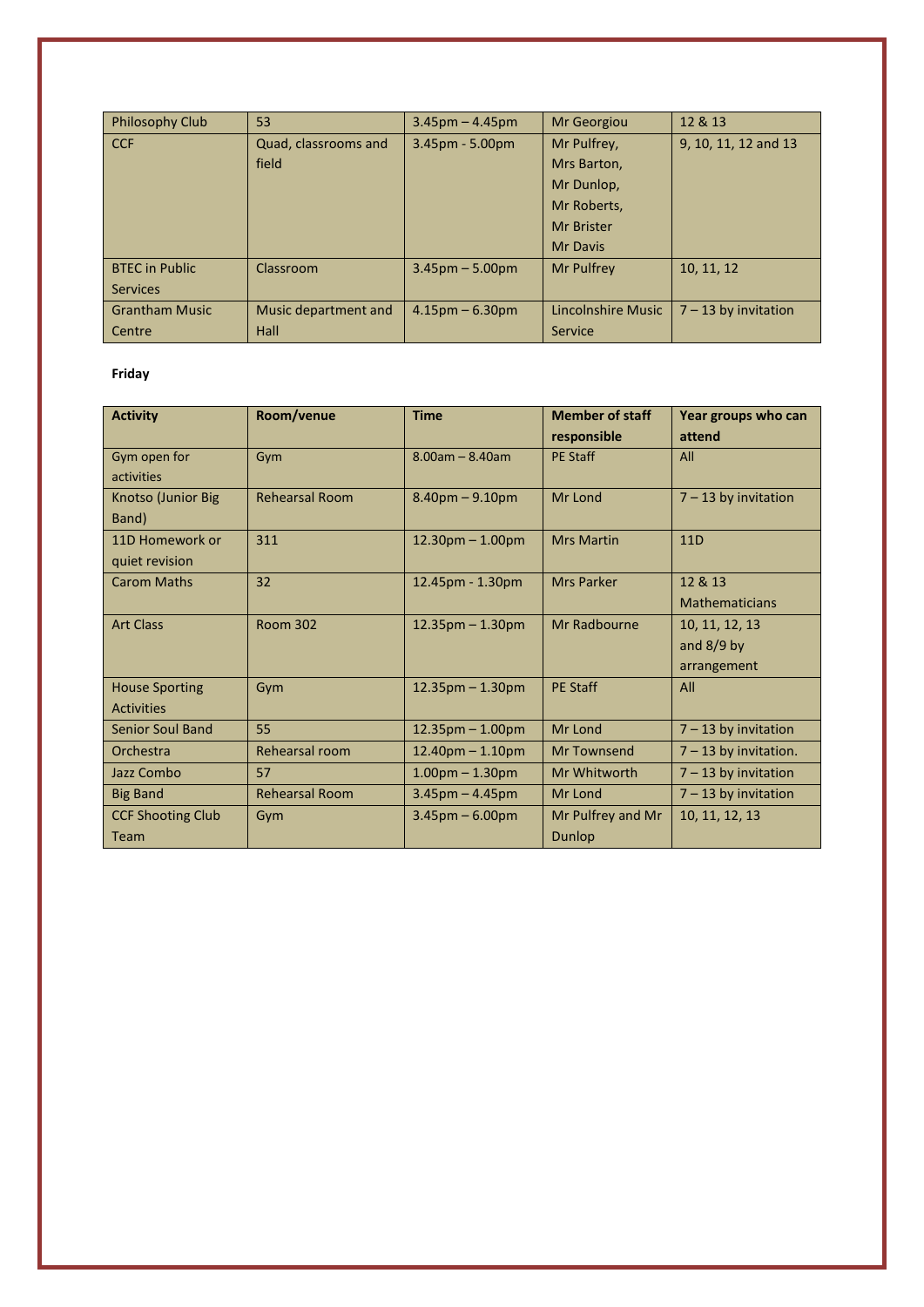| | | | | |
|---|---|---|---|---|
| Philosophy Club | 53 | 3.45pm – 4.45pm | Mr Georgiou | 12 & 13 |
| CCF | Quad, classrooms and field | 3.45pm - 5.00pm | Mr Pulfrey, Mrs Barton, Mr Dunlop, Mr Roberts, Mr Brister Mr Davis | 9, 10, 11, 12 and 13 |
| BTEC in Public Services | Classroom | 3.45pm – 5.00pm | Mr Pulfrey | 10, 11, 12 |
| Grantham Music Centre | Music department and Hall | 4.15pm – 6.30pm | Lincolnshire Music Service | 7 – 13 by invitation |

**Friday**

| Activity | Room/venue | Time | Member of staff responsible | Year groups who can attend |
|---|---|---|---|---|
| Gym open for activities | Gym | 8.00am – 8.40am | PE Staff | All |
| Knotso (Junior Big Band) | Rehearsal Room | 8.40pm – 9.10pm | Mr Lond | 7 – 13 by invitation |
| 11D Homework or quiet revision | 311 | 12.30pm – 1.00pm | Mrs Martin | 11D |
| Carom Maths | 32 | 12.45pm - 1.30pm | Mrs Parker | 12 & 13 Mathematicians |
| Art Class | Room 302 | 12.35pm – 1.30pm | Mr Radbourne | 10, 11, 12, 13 and 8/9 by arrangement |
| House Sporting Activities | Gym | 12.35pm – 1.30pm | PE Staff | All |
| Senior Soul Band | 55 | 12.35pm – 1.00pm | Mr Lond | 7 – 13 by invitation |
| Orchestra | Rehearsal room | 12.40pm – 1.10pm | Mr Townsend | 7 – 13 by invitation. |
| Jazz Combo | 57 | 1.00pm – 1.30pm | Mr Whitworth | 7 – 13 by invitation |
| Big Band | Rehearsal Room | 3.45pm – 4.45pm | Mr Lond | 7 – 13 by invitation |
| CCF Shooting Club Team | Gym | 3.45pm – 6.00pm | Mr Pulfrey and Mr Dunlop | 10, 11, 12, 13 |